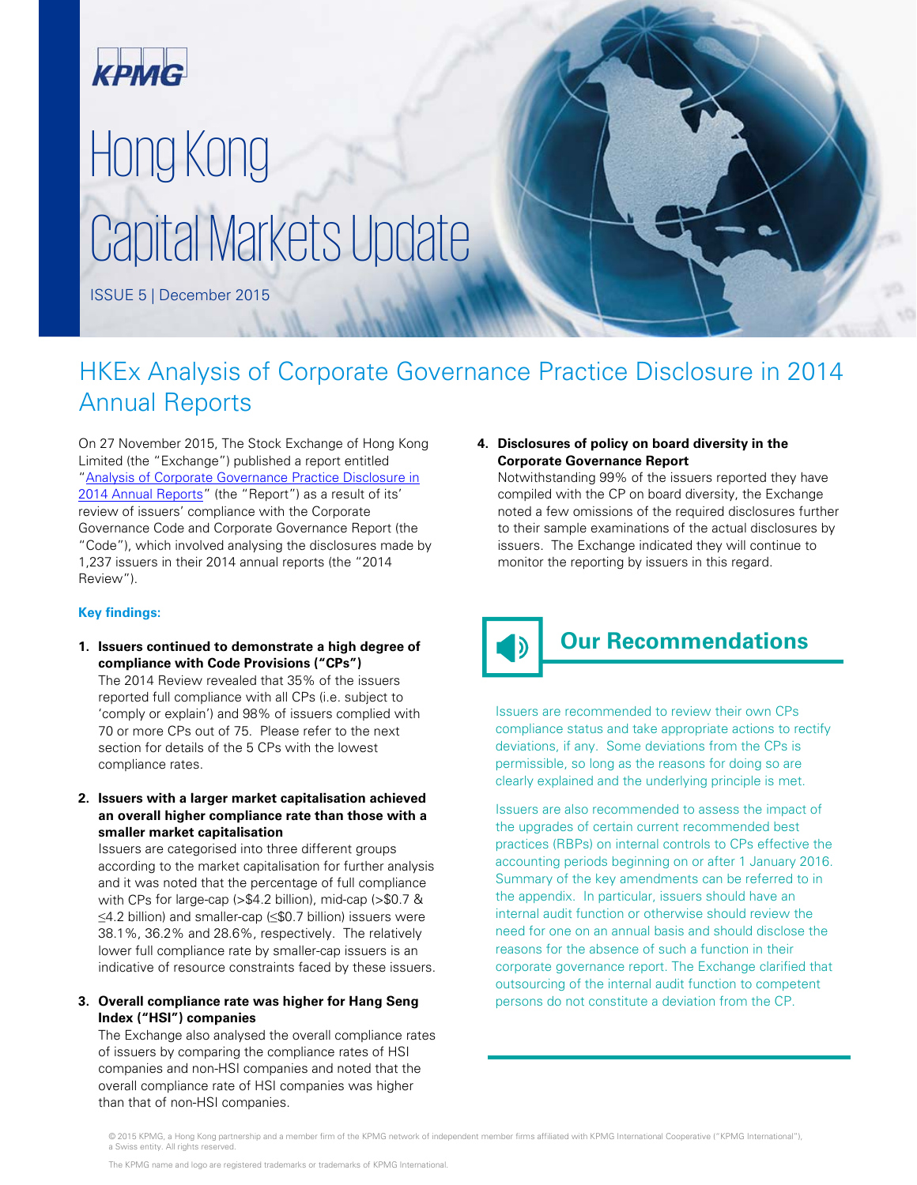KPMG

# Hong Kong Capital Markets Update

ISSUE 5 | December 2015

## HKEx Analysis of Corporate Governance Practice Disclosure in 2014 Annual Reports

On 27 November 2015, The Stock Exchange of Hong Kong Limited (the "Exchange") published a report entitled "[Analysis of Corporate Governance Practice Disclosure in 2014 Annual Reports]" (the "Report") as a result of its' review of issuers' compliance with the Corporate Governance Code and Corporate Governance Report (the "Code"), which involved analysing the disclosures made by 1,237 issuers in their 2014 annual reports (the "2014 Review").

**Key findings:**

1. **Issuers continued to demonstrate a high degree of compliance with Code Provisions ("CPs")**
   The 2014 Review revealed that 35% of the issuers reported full compliance with all CPs (i.e. subject to 'comply or explain') and 98% of issuers complied with 70 or more CPs out of 75. Please refer to the next section for details of the 5 CPs with the lowest compliance rates.

2. **Issuers with a larger market capitalisation achieved an overall higher compliance rate than those with a smaller market capitalisation**
   Issuers are categorised into three different groups according to the market capitalisation for further analysis and it was noted that the percentage of full compliance with CPs for large-cap (>$4.2 billion), mid-cap (>$0.7 & ≤4.2 billion) and smaller-cap (≤$0.7 billion) issuers were 38.1%, 36.2% and 28.6%, respectively. The relatively lower full compliance rate by smaller-cap issuers is an indicative of resource constraints faced by these issuers.

3. **Overall compliance rate was higher for Hang Seng Index ("HSI") companies**
   The Exchange also analysed the overall compliance rates of issuers by comparing the compliance rates of HSI companies and non-HSI companies and noted that the overall compliance rate of HSI companies was higher than that of non-HSI companies.

4. **Disclosures of policy on board diversity in the Corporate Governance Report**
   Notwithstanding 99% of the issuers reported they have compiled with the CP on board diversity, the Exchange noted a few omissions of the required disclosures further to their sample examinations of the actual disclosures by issuers. The Exchange indicated they will continue to monitor the reporting by issuers in this regard.

## Our Recommendations

Issuers are recommended to review their own CPs compliance status and take appropriate actions to rectify deviations, if any. Some deviations from the CPs is permissible, so long as the reasons for doing so are clearly explained and the underlying principle is met.

Issuers are also recommended to assess the impact of the upgrades of certain current recommended best practices (RBPs) on internal controls to CPs effective the accounting periods beginning on or after 1 January 2016. Summary of the key amendments can be referred to in the appendix. In particular, issuers should have an internal audit function or otherwise should review the need for one on an annual basis and should disclose the reasons for the absence of such a function in their corporate governance report. The Exchange clarified that outsourcing of the internal audit function to competent persons do not constitute a deviation from the CP.

© 2015 KPMG, a Hong Kong partnership and a member firm of the KPMG network of independent member firms affiliated with KPMG International Cooperative ("KPMG International"), a Swiss entity. All rights reserved.

The KPMG name and logo are registered trademarks or trademarks of KPMG International.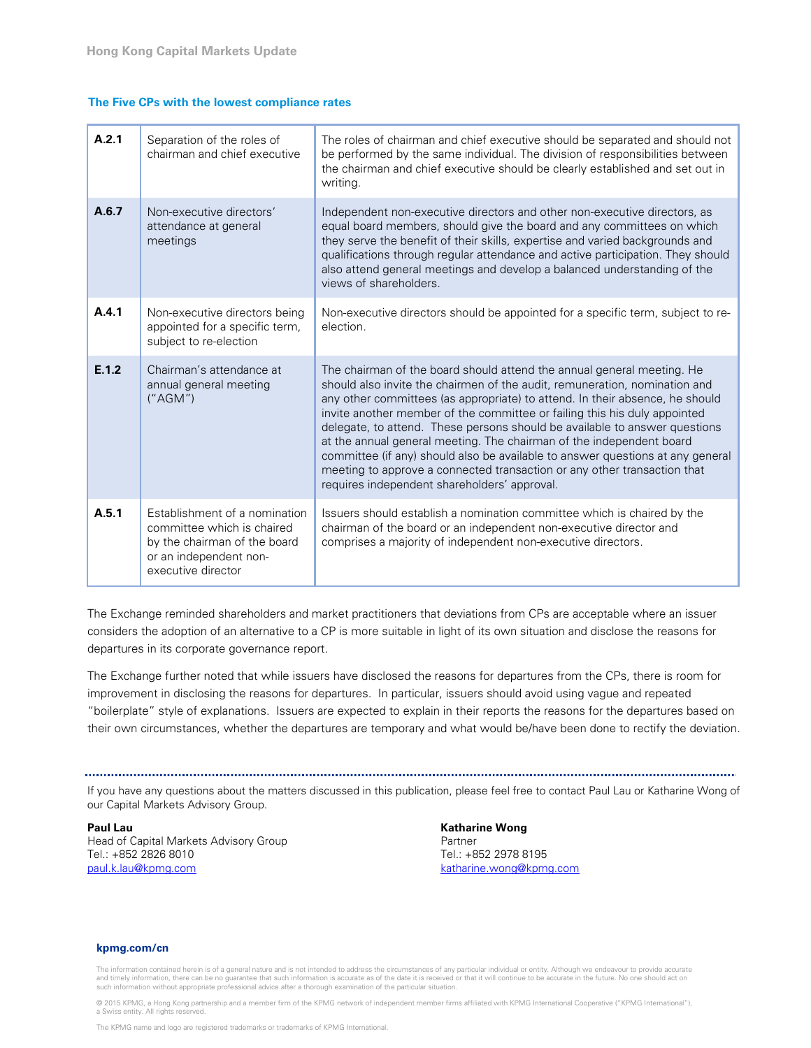### The Five CPs with the lowest compliance rates

| | | |
|---|---|---|
| **A.2.1** | Separation of the roles of chairman and chief executive | The roles of chairman and chief executive should be separated and should not be performed by the same individual. The division of responsibilities between the chairman and chief executive should be clearly established and set out in writing. |
| **A.6.7** | Non-executive directors' attendance at general meetings | Independent non-executive directors and other non-executive directors, as equal board members, should give the board and any committees on which they serve the benefit of their skills, expertise and varied backgrounds and qualifications through regular attendance and active participation. They should also attend general meetings and develop a balanced understanding of the views of shareholders. |
| **A.4.1** | Non-executive directors being appointed for a specific term, subject to re-election | Non-executive directors should be appointed for a specific term, subject to re-election. |
| **E.1.2** | Chairman's attendance at annual general meeting ("AGM") | The chairman of the board should attend the annual general meeting. He should also invite the chairmen of the audit, remuneration, nomination and any other committees (as appropriate) to attend. In their absence, he should invite another member of the committee or failing this his duly appointed delegate, to attend. These persons should be available to answer questions at the annual general meeting. The chairman of the independent board committee (if any) should also be available to answer questions at any general meeting to approve a connected transaction or any other transaction that requires independent shareholders' approval. |
| **A.5.1** | Establishment of a nomination committee which is chaired by the chairman of the board or an independent non-executive director | Issuers should establish a nomination committee which is chaired by the chairman of the board or an independent non-executive director and comprises a majority of independent non-executive directors. |

The Exchange reminded shareholders and market practitioners that deviations from CPs are acceptable where an issuer considers the adoption of an alternative to a CP is more suitable in light of its own situation and disclose the reasons for departures in its corporate governance report.

The Exchange further noted that while issuers have disclosed the reasons for departures from the CPs, there is room for improvement in disclosing the reasons for departures. In particular, issuers should avoid using vague and repeated "boilerplate" style of explanations. Issuers are expected to explain in their reports the reasons for the departures based on their own circumstances, whether the departures are temporary and what would be/have been done to rectify the deviation.

---

If you have any questions about the matters discussed in this publication, please feel free to contact Paul Lau or Katharine Wong of our Capital Markets Advisory Group.

**Paul Lau**
Head of Capital Markets Advisory Group
Tel.: +852 2826 8010
paul.k.lau@kpmg.com

**Katharine Wong**
Partner
Tel.: +852 2978 8195
katharine.wong@kpmg.com

**kpmg.com/cn**

The information contained herein is of a general nature and is not intended to address the circumstances of any particular individual or entity. Although we endeavour to provide accurate and timely information, there can be no guarantee that such information is accurate as of the date it is received or that it will continue to be accurate in the future. No one should act on such information without appropriate professional advice after a thorough examination of the particular situation.

© 2015 KPMG, a Hong Kong partnership and a member firm of the KPMG network of independent member firms affiliated with KPMG International Cooperative ("KPMG International"), a Swiss entity. All rights reserved.

The KPMG name and logo are registered trademarks or trademarks of KPMG International.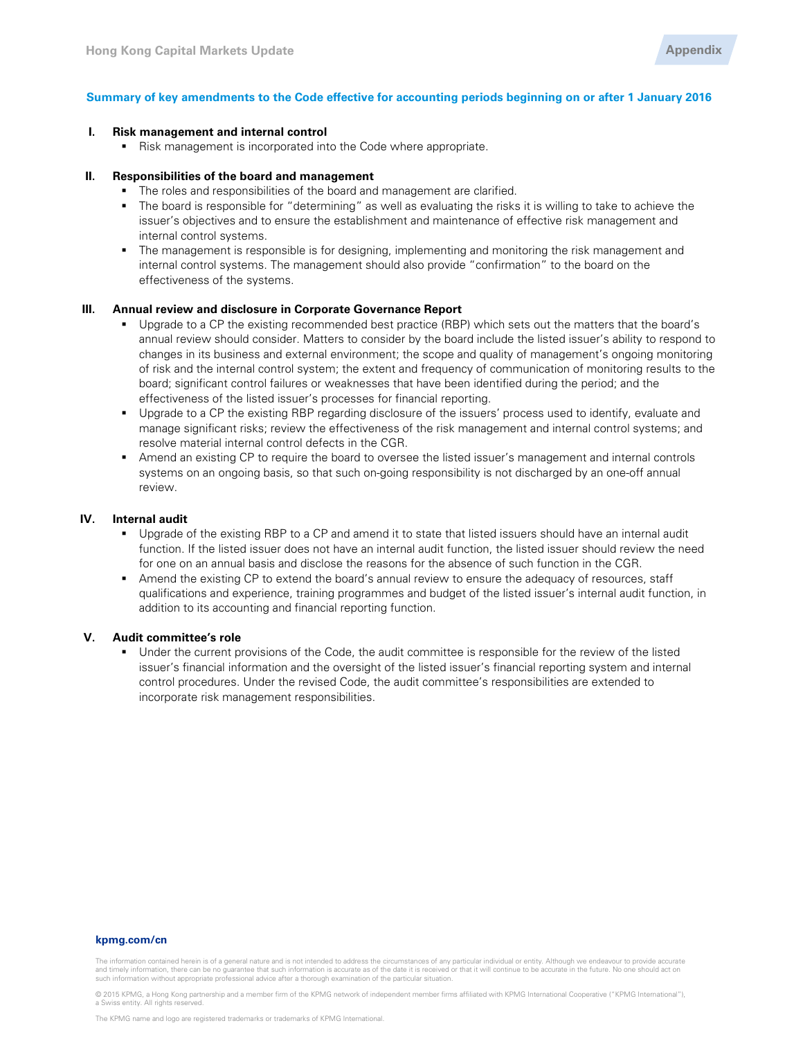## Summary of key amendments to the Code effective for accounting periods beginning on or after 1 January 2016

### I. Risk management and internal control

- Risk management is incorporated into the Code where appropriate.

### II. Responsibilities of the board and management

- The roles and responsibilities of the board and management are clarified.
- The board is responsible for “determining” as well as evaluating the risks it is willing to take to achieve the issuer’s objectives and to ensure the establishment and maintenance of effective risk management and internal control systems.
- The management is responsible is for designing, implementing and monitoring the risk management and internal control systems. The management should also provide “confirmation” to the board on the effectiveness of the systems.

### III. Annual review and disclosure in Corporate Governance Report

- Upgrade to a CP the existing recommended best practice (RBP) which sets out the matters that the board’s annual review should consider. Matters to consider by the board include the listed issuer’s ability to respond to changes in its business and external environment; the scope and quality of management’s ongoing monitoring of risk and the internal control system; the extent and frequency of communication of monitoring results to the board; significant control failures or weaknesses that have been identified during the period; and the effectiveness of the listed issuer’s processes for financial reporting.
- Upgrade to a CP the existing RBP regarding disclosure of the issuers’ process used to identify, evaluate and manage significant risks; review the effectiveness of the risk management and internal control systems; and resolve material internal control defects in the CGR.
- Amend an existing CP to require the board to oversee the listed issuer’s management and internal controls systems on an ongoing basis, so that such on-going responsibility is not discharged by an one-off annual review.

### IV. Internal audit

- Upgrade of the existing RBP to a CP and amend it to state that listed issuers should have an internal audit function. If the listed issuer does not have an internal audit function, the listed issuer should review the need for one on an annual basis and disclose the reasons for the absence of such function in the CGR.
- Amend the existing CP to extend the board’s annual review to ensure the adequacy of resources, staff qualifications and experience, training programmes and budget of the listed issuer’s internal audit function, in addition to its accounting and financial reporting function.

### V. Audit committee’s role

- Under the current provisions of the Code, the audit committee is responsible for the review of the listed issuer’s financial information and the oversight of the listed issuer’s financial reporting system and internal control procedures. Under the revised Code, the audit committee’s responsibilities are extended to incorporate risk management responsibilities.

**kpmg.com/cn**

The information contained herein is of a general nature and is not intended to address the circumstances of any particular individual or entity. Although we endeavour to provide accurate and timely information, there can be no guarantee that such information is accurate as of the date it is received or that it will continue to be accurate in the future. No one should act on such information without appropriate professional advice after a thorough examination of the particular situation.

© 2015 KPMG, a Hong Kong partnership and a member firm of the KPMG network of independent member firms affiliated with KPMG International Cooperative (“KPMG International”), a Swiss entity. All rights reserved.

The KPMG name and logo are registered trademarks or trademarks of KPMG International.